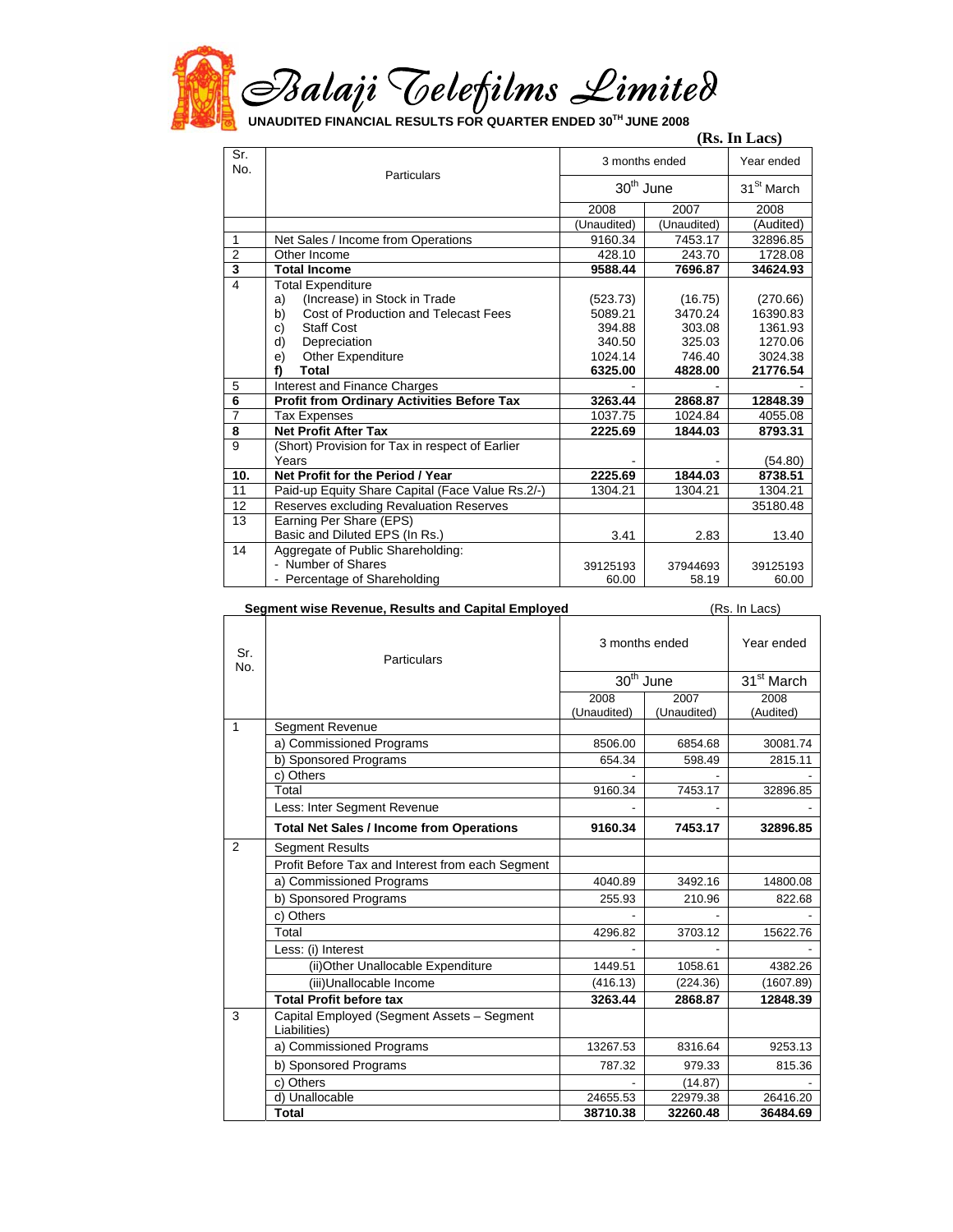# Balaji Telefilms Limited

**UNAUDITED FINANCIAL RESULTS FOR QUARTER ENDED 30TH JUNE 2008**

**(Rs. In Lacs)**

| Sr. No. | Particulars | 3 months ended | | Year ended |
|---|---|---|---|---|
| | | 30th June | | 31st March |
| | | 2008 | 2007 | 2008 |
| | | (Unaudited) | (Unaudited) | (Audited) |
| 1 | Net Sales / Income from Operations | 9160.34 | 7453.17 | 32896.85 |
| 2 | Other Income | 428.10 | 243.70 | 1728.08 |
| **3** | **Total Income** | **9588.44** | **7696.87** | **34624.93** |
| 4 | Total Expenditure | | | |
| | a) (Increase) in Stock in Trade | (523.73) | (16.75) | (270.66) |
| | b) Cost of Production and Telecast Fees | 5089.21 | 3470.24 | 16390.83 |
| | c) Staff Cost | 394.88 | 303.08 | 1361.93 |
| | d) Depreciation | 340.50 | 325.03 | 1270.06 |
| | e) Other Expenditure | 1024.14 | 746.40 | 3024.38 |
| | **f) Total** | **6325.00** | **4828.00** | **21776.54** |
| 5 | Interest and Finance Charges | - | - | - |
| **6** | **Profit from Ordinary Activities Before Tax** | **3263.44** | **2868.87** | **12848.39** |
| 7 | Tax Expenses | 1037.75 | 1024.84 | 4055.08 |
| **8** | **Net Profit After Tax** | **2225.69** | **1844.03** | **8793.31** |
| 9 | (Short) Provision for Tax in respect of Earlier Years | - | - | (54.80) |
| **10.** | **Net Profit for the Period / Year** | **2225.69** | **1844.03** | **8738.51** |
| 11 | Paid-up Equity Share Capital (Face Value Rs.2/-) | 1304.21 | 1304.21 | 1304.21 |
| 12 | Reserves excluding Revaluation Reserves | | | 35180.48 |
| 13 | Earning Per Share (EPS) Basic and Diluted EPS (In Rs.) | 3.41 | 2.83 | 13.40 |
| 14 | Aggregate of Public Shareholding: | | | |
| | - Number of Shares | 39125193 | 37944693 | 39125193 |
| | - Percentage of Shareholding | 60.00 | 58.19 | 60.00 |

**Segment wise Revenue, Results and Capital Employed** (Rs. In Lacs)

| Sr. No. | Particulars | 3 months ended | | Year ended |
|---|---|---|---|---|
| | | 30th June | | 31st March |
| | | 2008 (Unaudited) | 2007 (Unaudited) | 2008 (Audited) |
| 1 | Segment Revenue | | | |
| | a) Commissioned Programs | 8506.00 | 6854.68 | 30081.74 |
| | b) Sponsored Programs | 654.34 | 598.49 | 2815.11 |
| | c) Others | - | - | - |
| | Total | 9160.34 | 7453.17 | 32896.85 |
| | Less: Inter Segment Revenue | - | - | - |
| | **Total Net Sales / Income from Operations** | **9160.34** | **7453.17** | **32896.85** |
| 2 | Segment Results | | | |
| | Profit Before Tax and Interest from each Segment | | | |
| | a) Commissioned Programs | 4040.89 | 3492.16 | 14800.08 |
| | b) Sponsored Programs | 255.93 | 210.96 | 822.68 |
| | c) Others | - | - | - |
| | Total | 4296.82 | 3703.12 | 15622.76 |
| | Less: (i) Interest | - | - | - |
| | (ii)Other Unallocable Expenditure | 1449.51 | 1058.61 | 4382.26 |
| | (iii)Unallocable Income | (416.13) | (224.36) | (1607.89) |
| | **Total Profit before tax** | **3263.44** | **2868.87** | **12848.39** |
| 3 | Capital Employed (Segment Assets – Segment Liabilities) | | | |
| | a) Commissioned Programs | 13267.53 | 8316.64 | 9253.13 |
| | b) Sponsored Programs | 787.32 | 979.33 | 815.36 |
| | c) Others | - | (14.87) | - |
| | d) Unallocable | 24655.53 | 22979.38 | 26416.20 |
| | **Total** | **38710.38** | **32260.48** | **36484.69** |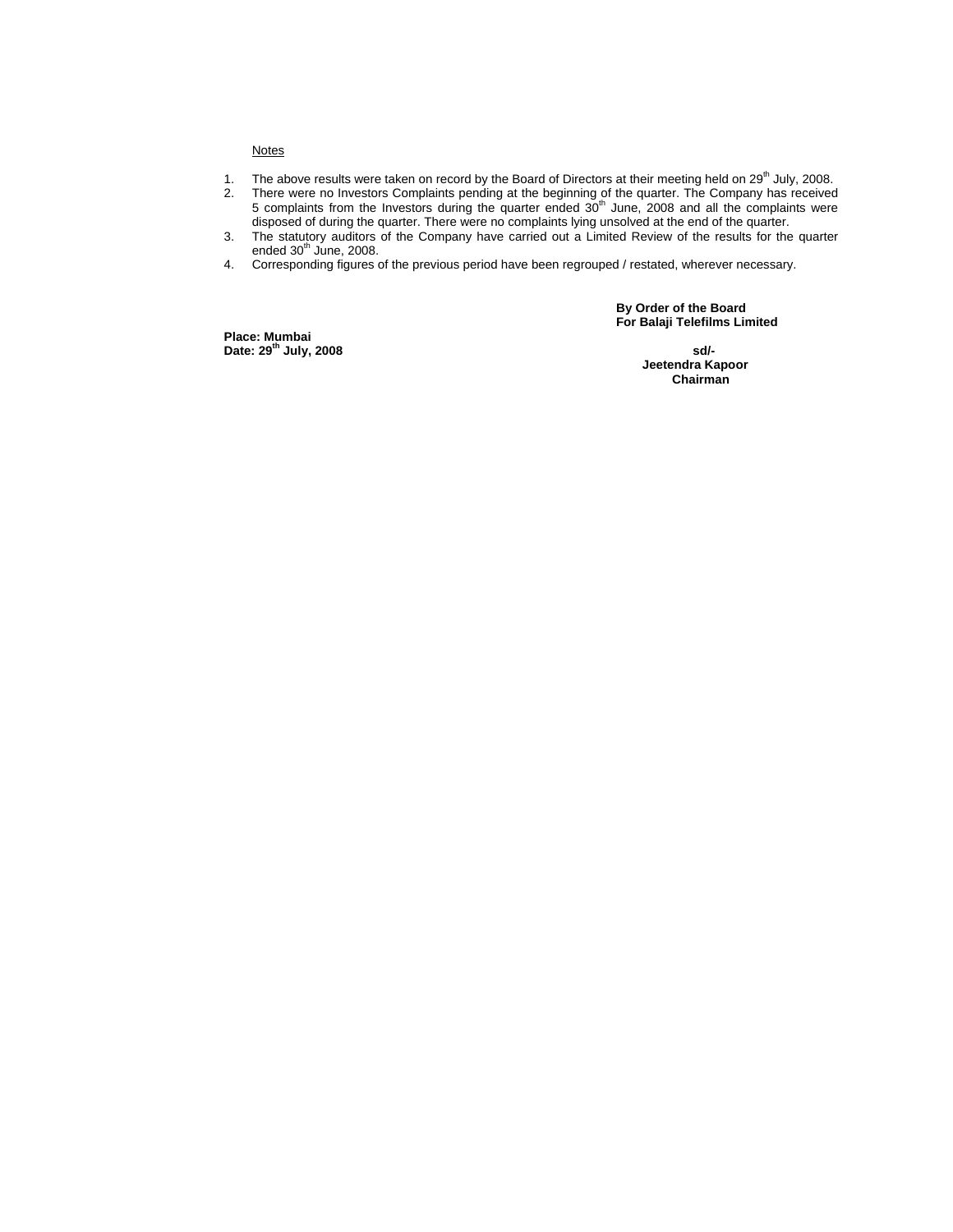Notes

1. The above results were taken on record by the Board of Directors at their meeting held on 29th July, 2008.
2. There were no Investors Complaints pending at the beginning of the quarter. The Company has received 5 complaints from the Investors during the quarter ended 30th June, 2008 and all the complaints were disposed of during the quarter. There were no complaints lying unsolved at the end of the quarter.
3. The statutory auditors of the Company have carried out a Limited Review of the results for the quarter ended 30th June, 2008.
4. Corresponding figures of the previous period have been regrouped / restated, wherever necessary.

**By Order of the Board**
**For Balaji Telefilms Limited**

**Place: Mumbai**
**Date: 29th July, 2008**

**sd/-**
**Jeetendra Kapoor**
**Chairman**